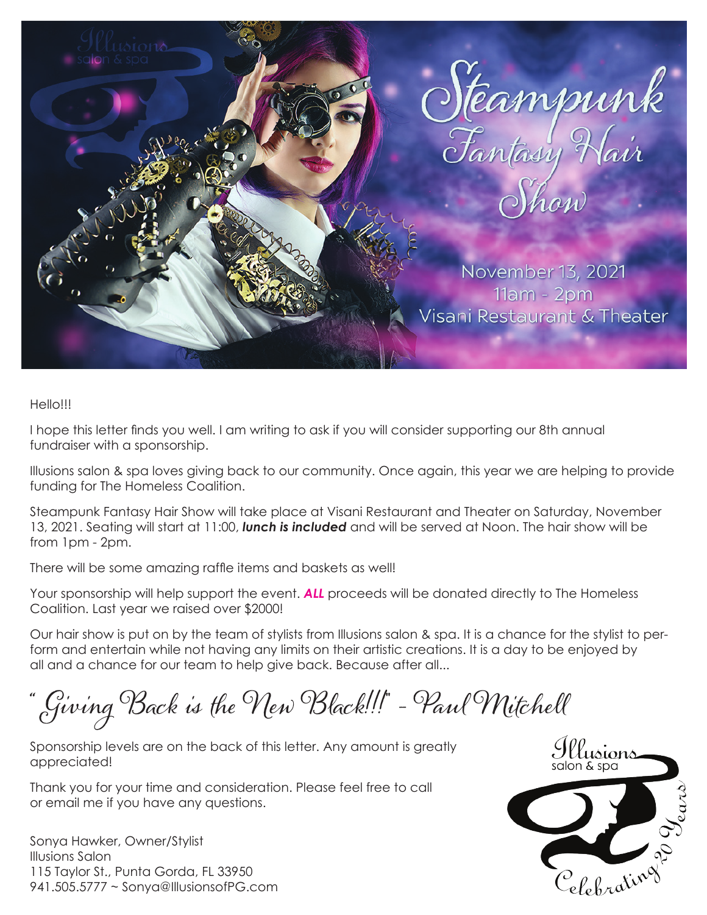# Steampunk Fantasy Hair Show

November 13, 2021
11am - 2pm
Visani Restaurant & Theater

Hello!!!

I hope this letter finds you well. I am writing to ask if you will consider supporting our 8th annual fundraiser with a sponsorship.

Illusions salon & spa loves giving back to our community. Once again, this year we are helping to provide funding for The Homeless Coalition.

Steampunk Fantasy Hair Show will take place at Visani Restaurant and Theater on Saturday, November 13, 2021. Seating will start at 11:00, ***lunch is included*** and will be served at Noon. The hair show will be from 1pm - 2pm.

There will be some amazing raffle items and baskets as well!

Your sponsorship will help support the event. ***ALL*** proceeds will be donated directly to The Homeless Coalition. Last year we raised over $2000!

Our hair show is put on by the team of stylists from Illusions salon & spa. It is a chance for the stylist to perform and entertain while not having any limits on their artistic creations. It is a day to be enjoyed by all and a chance for our team to help give back. Because after all...

"Giving Back is the New Black!!!" - Paul Mitchell

Sponsorship levels are on the back of this letter. Any amount is greatly appreciated!

Thank you for your time and consideration. Please feel free to call or email me if you have any questions.

Sonya Hawker, Owner/Stylist
Illusions Salon
115 Taylor St., Punta Gorda, FL 33950
941.505.5777 ~ Sonya@IllusionsofPG.com

Illusions salon & spa
Celebrating 20 Years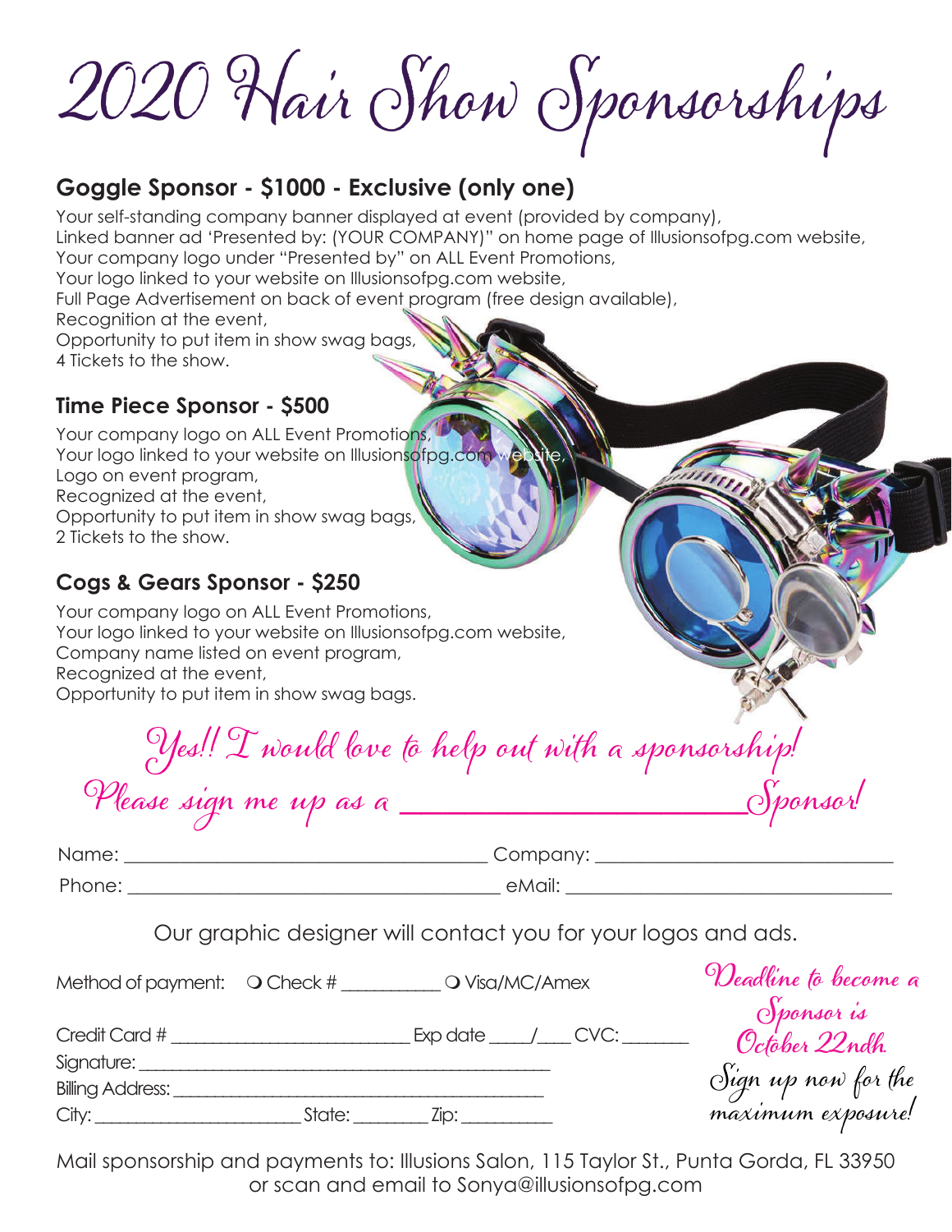# 2020 Hair Show Sponsorships

### Goggle Sponsor - $1000 - Exclusive (only one)

Your self-standing company banner displayed at event (provided by company),
Linked banner ad 'Presented by: (YOUR COMPANY)" on home page of Illusionsofpg.com website,
Your company logo under "Presented by" on ALL Event Promotions,
Your logo linked to your website on Illusionsofpg.com website,
Full Page Advertisement on back of event program (free design available),
Recognition at the event,
Opportunity to put item in show swag bags,
4 Tickets to the show.

### Time Piece Sponsor - $500

Your company logo on ALL Event Promotions,
Your logo linked to your website on Illusionsofpg.com website,
Logo on event program,
Recognized at the event,
Opportunity to put item in show swag bags,
2 Tickets to the show.

### Cogs & Gears Sponsor - $250

Your company logo on ALL Event Promotions,
Your logo linked to your website on Illusionsofpg.com website,
Company name listed on event program,
Recognized at the event,
Opportunity to put item in show swag bags.

*Yes!! I would love to help out with a sponsorship!*

*Please sign me up as a ______________________ Sponsor!*

Name: ______________________ Company: ______________________

Phone: ______________________ eMail: ______________________

Our graphic designer will contact you for your logos and ads.

Method of payment: ○ Check # __________ ○ Visa/MC/Amex

Credit Card # ______________________ Exp date ____/____ CVC: _______

Signature: ______________________

Billing Address: ______________________

City: ______________________ State: ________ Zip: __________

*Deadline to become a Sponsor is October 22ndh.*

*Sign up now for the maximum exposure!*

Mail sponsorship and payments to: Illusions Salon, 115 Taylor St., Punta Gorda, FL 33950
or scan and email to Sonya@illusionsofpg.com